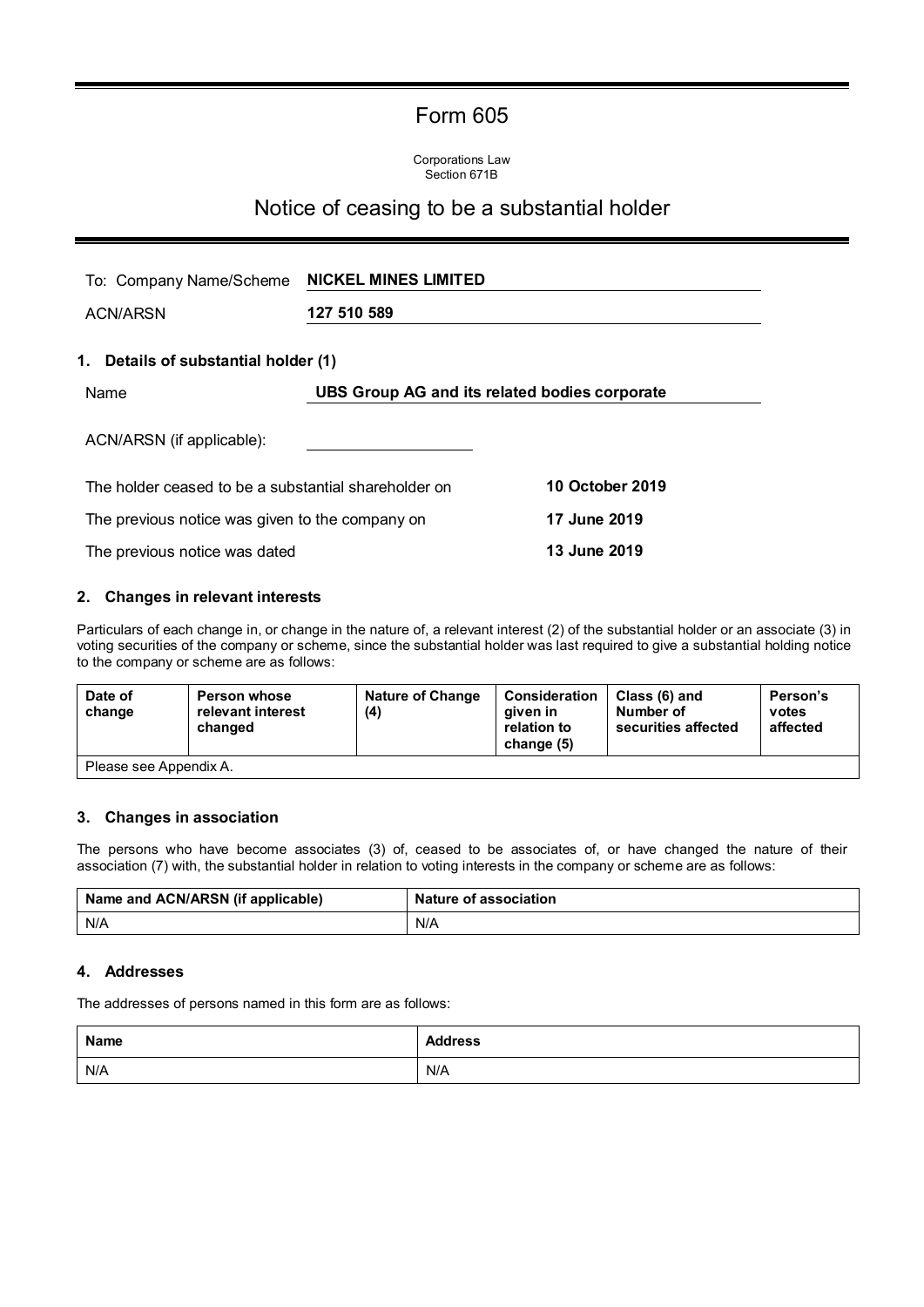# Form 605

Corporations Law
Section 671B

## Notice of ceasing to be a substantial holder

| | |
|---|---|
| To: Company Name/Scheme | **NICKEL MINES LIMITED** |
| ACN/ARSN | **127 510 589** |

### 1. Details of substantial holder (1)

| | |
|---|---|
| Name | **UBS Group AG and its related bodies corporate** |
| ACN/ARSN (if applicable): | |

| | |
|---|---|
| The holder ceased to be a substantial shareholder on | **10 October 2019** |
| The previous notice was given to the company on | **17 June 2019** |
| The previous notice was dated | **13 June 2019** |

### 2. Changes in relevant interests

Particulars of each change in, or change in the nature of, a relevant interest (2) of the substantial holder or an associate (3) in voting securities of the company or scheme, since the substantial holder was last required to give a substantial holding notice to the company or scheme are as follows:

| Date of change | Person whose relevant interest changed | Nature of Change (4) | Consideration given in relation to change (5) | Class (6) and Number of securities affected | Person's votes affected |
|---|---|---|---|---|---|
| Please see Appendix A. | | | | | |

### 3. Changes in association

The persons who have become associates (3) of, ceased to be associates of, or have changed the nature of their association (7) with, the substantial holder in relation to voting interests in the company or scheme are as follows:

| Name and ACN/ARSN (if applicable) | Nature of association |
|---|---|
| N/A | N/A |

### 4. Addresses

The addresses of persons named in this form are as follows:

| Name | Address |
|---|---|
| N/A | N/A |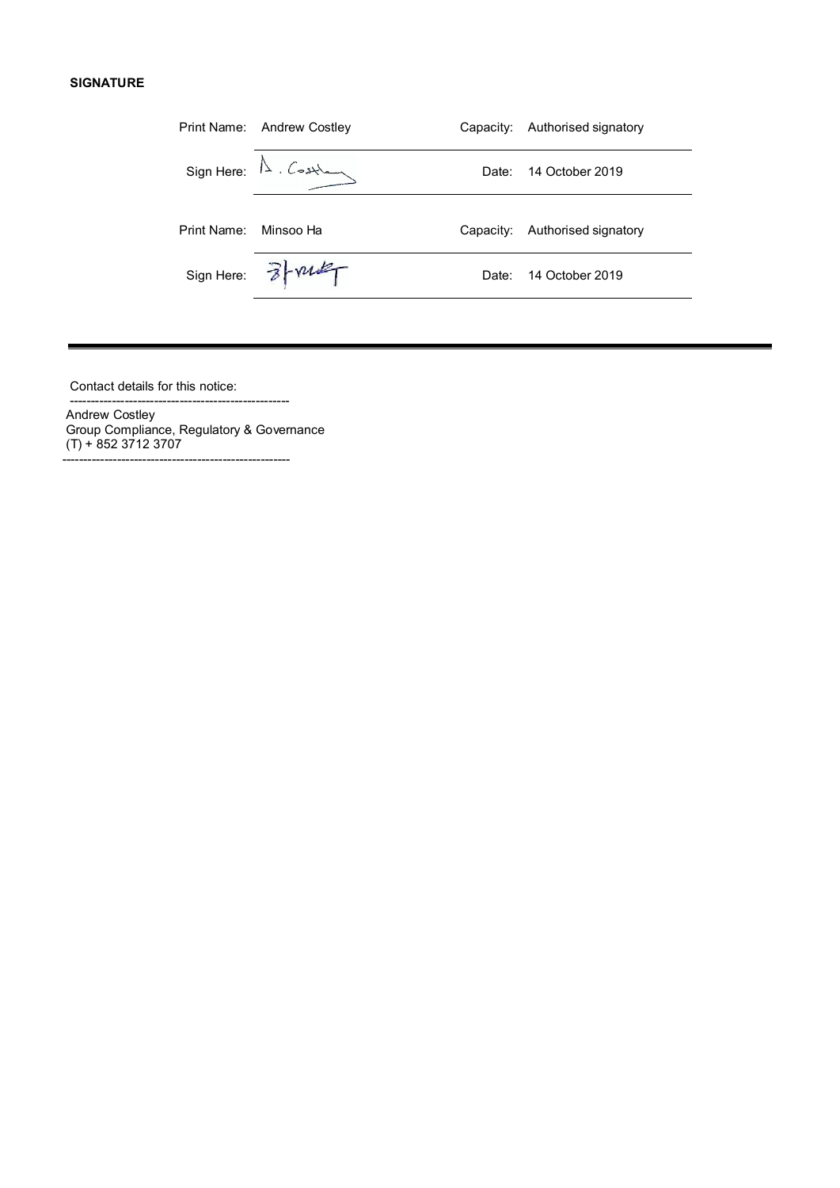**SIGNATURE**

| | | | |
|---|---|---|---|
| Print Name: | Andrew Costley | Capacity: | Authorised signatory |
| Sign Here: | A. Costley | Date: | 14 October 2019 |
| Print Name: | Minsoo Ha | Capacity: | Authorised signatory |
| Sign Here: | | Date: | 14 October 2019 |

---

Contact details for this notice:

Andrew Costley
Group Compliance, Regulatory & Governance
(T) + 852 3712 3707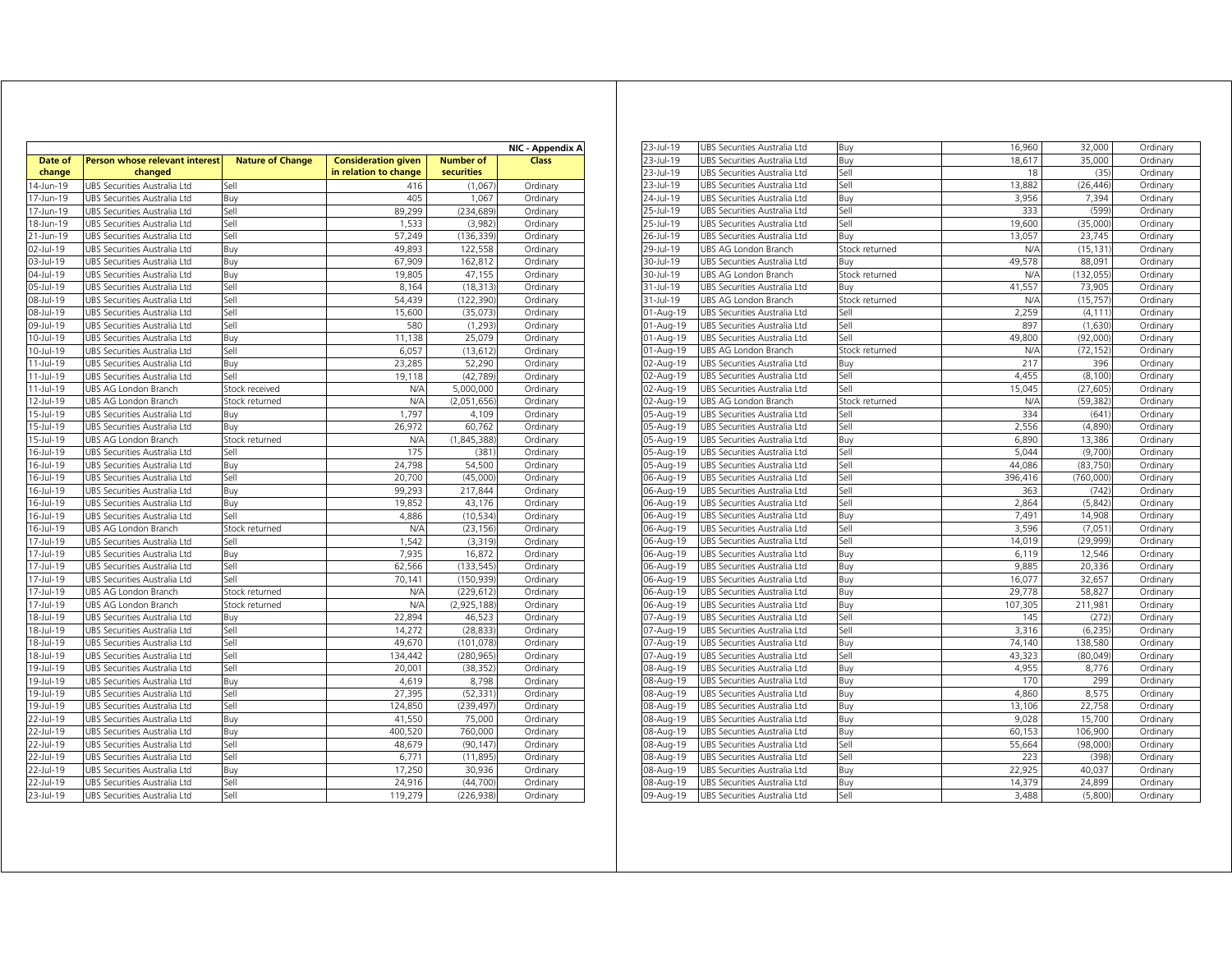**NIC - Appendix A**

| Date of change | Person whose relevant interest changed | Nature of Change | Consideration given in relation to change | Number of securities | Class |
|---|---|---|---|---|---|
| 14-Jun-19 | UBS Securities Australia Ltd | Sell | 416 | (1,067) | Ordinary |
| 17-Jun-19 | UBS Securities Australia Ltd | Buy | 405 | 1,067 | Ordinary |
| 17-Jun-19 | UBS Securities Australia Ltd | Sell | 89,299 | (234,689) | Ordinary |
| 18-Jun-19 | UBS Securities Australia Ltd | Sell | 1,533 | (3,982) | Ordinary |
| 21-Jun-19 | UBS Securities Australia Ltd | Sell | 57,249 | (136,339) | Ordinary |
| 02-Jul-19 | UBS Securities Australia Ltd | Buy | 49,893 | 122,558 | Ordinary |
| 03-Jul-19 | UBS Securities Australia Ltd | Buy | 67,909 | 162,812 | Ordinary |
| 04-Jul-19 | UBS Securities Australia Ltd | Buy | 19,805 | 47,155 | Ordinary |
| 05-Jul-19 | UBS Securities Australia Ltd | Sell | 8,164 | (18,313) | Ordinary |
| 08-Jul-19 | UBS Securities Australia Ltd | Sell | 54,439 | (122,390) | Ordinary |
| 08-Jul-19 | UBS Securities Australia Ltd | Sell | 15,600 | (35,073) | Ordinary |
| 09-Jul-19 | UBS Securities Australia Ltd | Sell | 580 | (1,293) | Ordinary |
| 10-Jul-19 | UBS Securities Australia Ltd | Buy | 11,138 | 25,079 | Ordinary |
| 10-Jul-19 | UBS Securities Australia Ltd | Sell | 6,057 | (13,612) | Ordinary |
| 11-Jul-19 | UBS Securities Australia Ltd | Buy | 23,285 | 52,290 | Ordinary |
| 11-Jul-19 | UBS Securities Australia Ltd | Sell | 19,118 | (42,789) | Ordinary |
| 11-Jul-19 | UBS AG London Branch | Stock received | N/A | 5,000,000 | Ordinary |
| 12-Jul-19 | UBS AG London Branch | Stock returned | N/A | (2,051,656) | Ordinary |
| 15-Jul-19 | UBS Securities Australia Ltd | Buy | 1,797 | 4,109 | Ordinary |
| 15-Jul-19 | UBS Securities Australia Ltd | Buy | 26,972 | 60,762 | Ordinary |
| 15-Jul-19 | UBS AG London Branch | Stock returned | N/A | (1,845,388) | Ordinary |
| 16-Jul-19 | UBS Securities Australia Ltd | Sell | 175 | (381) | Ordinary |
| 16-Jul-19 | UBS Securities Australia Ltd | Buy | 24,798 | 54,500 | Ordinary |
| 16-Jul-19 | UBS Securities Australia Ltd | Sell | 20,700 | (45,000) | Ordinary |
| 16-Jul-19 | UBS Securities Australia Ltd | Buy | 99,293 | 217,844 | Ordinary |
| 16-Jul-19 | UBS Securities Australia Ltd | Buy | 19,852 | 43,176 | Ordinary |
| 16-Jul-19 | UBS Securities Australia Ltd | Sell | 4,886 | (10,534) | Ordinary |
| 16-Jul-19 | UBS AG London Branch | Stock returned | N/A | (23,156) | Ordinary |
| 17-Jul-19 | UBS Securities Australia Ltd | Sell | 1,542 | (3,319) | Ordinary |
| 17-Jul-19 | UBS Securities Australia Ltd | Buy | 7,935 | 16,872 | Ordinary |
| 17-Jul-19 | UBS Securities Australia Ltd | Sell | 62,566 | (133,545) | Ordinary |
| 17-Jul-19 | UBS Securities Australia Ltd | Sell | 70,141 | (150,939) | Ordinary |
| 17-Jul-19 | UBS AG London Branch | Stock returned | N/A | (229,612) | Ordinary |
| 17-Jul-19 | UBS AG London Branch | Stock returned | N/A | (2,925,188) | Ordinary |
| 18-Jul-19 | UBS Securities Australia Ltd | Buy | 22,894 | 46,523 | Ordinary |
| 18-Jul-19 | UBS Securities Australia Ltd | Sell | 14,272 | (28,833) | Ordinary |
| 18-Jul-19 | UBS Securities Australia Ltd | Sell | 49,670 | (101,078) | Ordinary |
| 18-Jul-19 | UBS Securities Australia Ltd | Sell | 134,442 | (280,965) | Ordinary |
| 19-Jul-19 | UBS Securities Australia Ltd | Sell | 20,001 | (38,352) | Ordinary |
| 19-Jul-19 | UBS Securities Australia Ltd | Buy | 4,619 | 8,798 | Ordinary |
| 19-Jul-19 | UBS Securities Australia Ltd | Sell | 27,395 | (52,331) | Ordinary |
| 19-Jul-19 | UBS Securities Australia Ltd | Sell | 124,850 | (239,497) | Ordinary |
| 22-Jul-19 | UBS Securities Australia Ltd | Buy | 41,550 | 75,000 | Ordinary |
| 22-Jul-19 | UBS Securities Australia Ltd | Buy | 400,520 | 760,000 | Ordinary |
| 22-Jul-19 | UBS Securities Australia Ltd | Sell | 48,679 | (90,147) | Ordinary |
| 22-Jul-19 | UBS Securities Australia Ltd | Sell | 6,771 | (11,895) | Ordinary |
| 22-Jul-19 | UBS Securities Australia Ltd | Buy | 17,250 | 30,936 | Ordinary |
| 22-Jul-19 | UBS Securities Australia Ltd | Sell | 24,916 | (44,700) | Ordinary |
| 23-Jul-19 | UBS Securities Australia Ltd | Sell | 119,279 | (226,938) | Ordinary |
| 23-Jul-19 | UBS Securities Australia Ltd | Buy | 16,960 | 32,000 | Ordinary |
| 23-Jul-19 | UBS Securities Australia Ltd | Buy | 18,617 | 35,000 | Ordinary |
| 23-Jul-19 | UBS Securities Australia Ltd | Sell | 18 | (35) | Ordinary |
| 23-Jul-19 | UBS Securities Australia Ltd | Sell | 13,882 | (26,446) | Ordinary |
| 24-Jul-19 | UBS Securities Australia Ltd | Buy | 3,956 | 7,394 | Ordinary |
| 25-Jul-19 | UBS Securities Australia Ltd | Sell | 333 | (599) | Ordinary |
| 25-Jul-19 | UBS Securities Australia Ltd | Sell | 19,600 | (35,000) | Ordinary |
| 26-Jul-19 | UBS Securities Australia Ltd | Buy | 13,057 | 23,745 | Ordinary |
| 29-Jul-19 | UBS AG London Branch | Stock returned | N/A | (15,131) | Ordinary |
| 30-Jul-19 | UBS Securities Australia Ltd | Buy | 49,578 | 88,091 | Ordinary |
| 30-Jul-19 | UBS AG London Branch | Stock returned | N/A | (132,055) | Ordinary |
| 31-Jul-19 | UBS Securities Australia Ltd | Buy | 41,557 | 73,905 | Ordinary |
| 31-Jul-19 | UBS AG London Branch | Stock returned | N/A | (15,757) | Ordinary |
| 01-Aug-19 | UBS Securities Australia Ltd | Sell | 2,259 | (4,111) | Ordinary |
| 01-Aug-19 | UBS Securities Australia Ltd | Sell | 897 | (1,630) | Ordinary |
| 01-Aug-19 | UBS Securities Australia Ltd | Sell | 49,800 | (92,000) | Ordinary |
| 01-Aug-19 | UBS AG London Branch | Stock returned | N/A | (72,152) | Ordinary |
| 02-Aug-19 | UBS Securities Australia Ltd | Buy | 217 | 396 | Ordinary |
| 02-Aug-19 | UBS Securities Australia Ltd | Sell | 4,455 | (8,100) | Ordinary |
| 02-Aug-19 | UBS Securities Australia Ltd | Sell | 15,045 | (27,605) | Ordinary |
| 02-Aug-19 | UBS AG London Branch | Stock returned | N/A | (59,382) | Ordinary |
| 05-Aug-19 | UBS Securities Australia Ltd | Sell | 334 | (641) | Ordinary |
| 05-Aug-19 | UBS Securities Australia Ltd | Sell | 2,556 | (4,890) | Ordinary |
| 05-Aug-19 | UBS Securities Australia Ltd | Buy | 6,890 | 13,386 | Ordinary |
| 05-Aug-19 | UBS Securities Australia Ltd | Sell | 5,044 | (9,700) | Ordinary |
| 05-Aug-19 | UBS Securities Australia Ltd | Sell | 44,086 | (83,750) | Ordinary |
| 06-Aug-19 | UBS Securities Australia Ltd | Sell | 396,416 | (760,000) | Ordinary |
| 06-Aug-19 | UBS Securities Australia Ltd | Sell | 363 | (742) | Ordinary |
| 06-Aug-19 | UBS Securities Australia Ltd | Sell | 2,864 | (5,842) | Ordinary |
| 06-Aug-19 | UBS Securities Australia Ltd | Buy | 7,491 | 14,908 | Ordinary |
| 06-Aug-19 | UBS Securities Australia Ltd | Sell | 3,596 | (7,051) | Ordinary |
| 06-Aug-19 | UBS Securities Australia Ltd | Sell | 14,019 | (29,999) | Ordinary |
| 06-Aug-19 | UBS Securities Australia Ltd | Buy | 6,119 | 12,546 | Ordinary |
| 06-Aug-19 | UBS Securities Australia Ltd | Buy | 9,885 | 20,336 | Ordinary |
| 06-Aug-19 | UBS Securities Australia Ltd | Buy | 16,077 | 32,657 | Ordinary |
| 06-Aug-19 | UBS Securities Australia Ltd | Buy | 29,778 | 58,827 | Ordinary |
| 06-Aug-19 | UBS Securities Australia Ltd | Buy | 107,305 | 211,981 | Ordinary |
| 07-Aug-19 | UBS Securities Australia Ltd | Sell | 145 | (272) | Ordinary |
| 07-Aug-19 | UBS Securities Australia Ltd | Sell | 3,316 | (6,235) | Ordinary |
| 07-Aug-19 | UBS Securities Australia Ltd | Buy | 74,140 | 138,580 | Ordinary |
| 07-Aug-19 | UBS Securities Australia Ltd | Sell | 43,323 | (80,049) | Ordinary |
| 08-Aug-19 | UBS Securities Australia Ltd | Buy | 4,955 | 8,776 | Ordinary |
| 08-Aug-19 | UBS Securities Australia Ltd | Buy | 170 | 299 | Ordinary |
| 08-Aug-19 | UBS Securities Australia Ltd | Buy | 4,860 | 8,575 | Ordinary |
| 08-Aug-19 | UBS Securities Australia Ltd | Buy | 13,106 | 22,758 | Ordinary |
| 08-Aug-19 | UBS Securities Australia Ltd | Buy | 9,028 | 15,700 | Ordinary |
| 08-Aug-19 | UBS Securities Australia Ltd | Buy | 60,153 | 106,900 | Ordinary |
| 08-Aug-19 | UBS Securities Australia Ltd | Sell | 55,664 | (98,000) | Ordinary |
| 08-Aug-19 | UBS Securities Australia Ltd | Sell | 223 | (398) | Ordinary |
| 08-Aug-19 | UBS Securities Australia Ltd | Buy | 22,925 | 40,037 | Ordinary |
| 08-Aug-19 | UBS Securities Australia Ltd | Buy | 14,379 | 24,899 | Ordinary |
| 09-Aug-19 | UBS Securities Australia Ltd | Sell | 3,488 | (5,800) | Ordinary |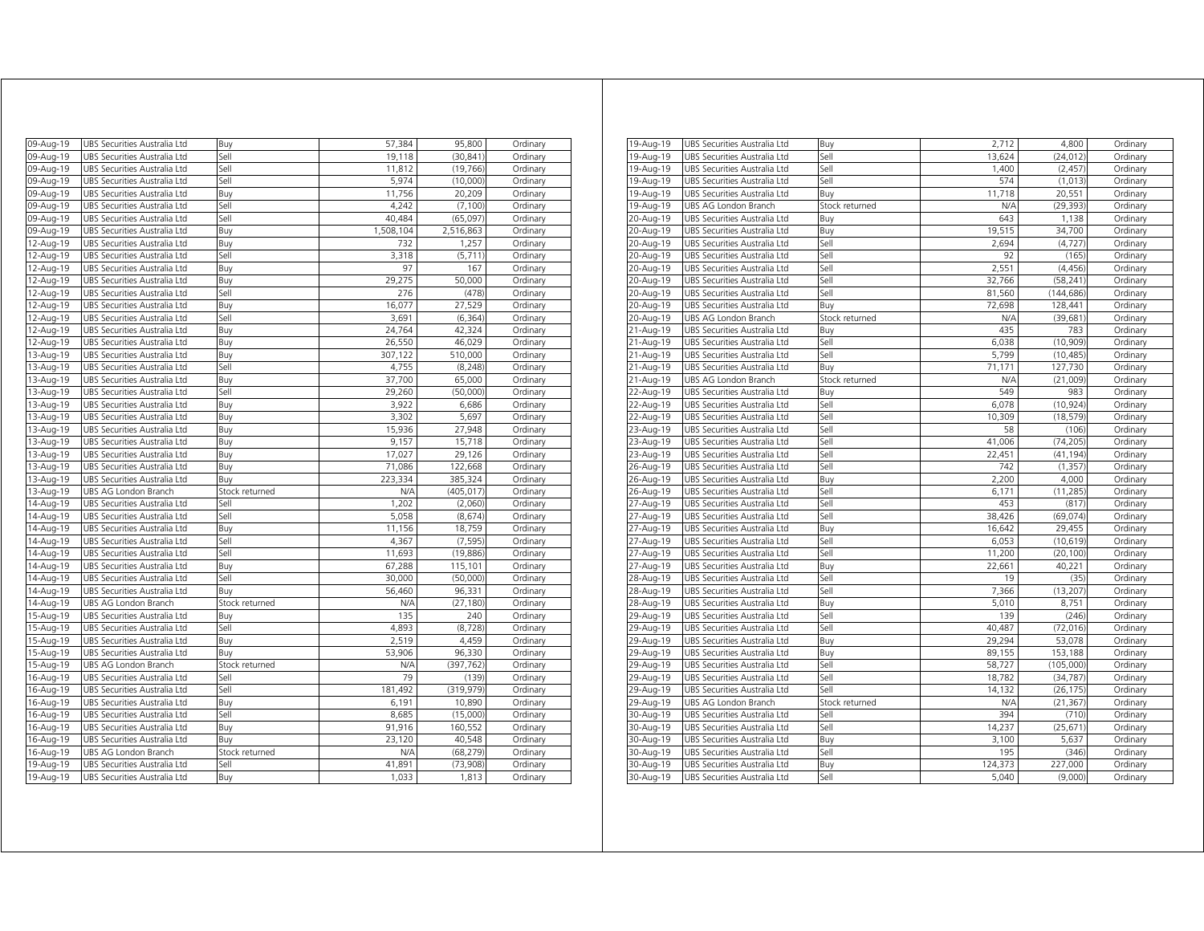| | | | | | |
|---|---|---|---|---|---|
| 09-Aug-19 | UBS Securities Australia Ltd | Buy | 57,384 | 95,800 | Ordinary |
| 09-Aug-19 | UBS Securities Australia Ltd | Sell | 19,118 | (30,841) | Ordinary |
| 09-Aug-19 | UBS Securities Australia Ltd | Sell | 11,812 | (19,766) | Ordinary |
| 09-Aug-19 | UBS Securities Australia Ltd | Sell | 5,974 | (10,000) | Ordinary |
| 09-Aug-19 | UBS Securities Australia Ltd | Buy | 11,756 | 20,209 | Ordinary |
| 09-Aug-19 | UBS Securities Australia Ltd | Sell | 4,242 | (7,100) | Ordinary |
| 09-Aug-19 | UBS Securities Australia Ltd | Sell | 40,484 | (65,097) | Ordinary |
| 09-Aug-19 | UBS Securities Australia Ltd | Buy | 1,508,104 | 2,516,863 | Ordinary |
| 12-Aug-19 | UBS Securities Australia Ltd | Buy | 732 | 1,257 | Ordinary |
| 12-Aug-19 | UBS Securities Australia Ltd | Sell | 3,318 | (5,711) | Ordinary |
| 12-Aug-19 | UBS Securities Australia Ltd | Buy | 97 | 167 | Ordinary |
| 12-Aug-19 | UBS Securities Australia Ltd | Buy | 29,275 | 50,000 | Ordinary |
| 12-Aug-19 | UBS Securities Australia Ltd | Sell | 276 | (478) | Ordinary |
| 12-Aug-19 | UBS Securities Australia Ltd | Buy | 16,077 | 27,529 | Ordinary |
| 12-Aug-19 | UBS Securities Australia Ltd | Sell | 3,691 | (6,364) | Ordinary |
| 12-Aug-19 | UBS Securities Australia Ltd | Buy | 24,764 | 42,324 | Ordinary |
| 12-Aug-19 | UBS Securities Australia Ltd | Buy | 26,550 | 46,029 | Ordinary |
| 13-Aug-19 | UBS Securities Australia Ltd | Buy | 307,122 | 510,000 | Ordinary |
| 13-Aug-19 | UBS Securities Australia Ltd | Sell | 4,755 | (8,248) | Ordinary |
| 13-Aug-19 | UBS Securities Australia Ltd | Buy | 37,700 | 65,000 | Ordinary |
| 13-Aug-19 | UBS Securities Australia Ltd | Sell | 29,260 | (50,000) | Ordinary |
| 13-Aug-19 | UBS Securities Australia Ltd | Buy | 3,922 | 6,686 | Ordinary |
| 13-Aug-19 | UBS Securities Australia Ltd | Buy | 3,302 | 5,697 | Ordinary |
| 13-Aug-19 | UBS Securities Australia Ltd | Buy | 15,936 | 27,948 | Ordinary |
| 13-Aug-19 | UBS Securities Australia Ltd | Buy | 9,157 | 15,718 | Ordinary |
| 13-Aug-19 | UBS Securities Australia Ltd | Buy | 17,027 | 29,126 | Ordinary |
| 13-Aug-19 | UBS Securities Australia Ltd | Buy | 71,086 | 122,668 | Ordinary |
| 13-Aug-19 | UBS Securities Australia Ltd | Buy | 223,334 | 385,324 | Ordinary |
| 13-Aug-19 | UBS AG London Branch | Stock returned | N/A | (405,017) | Ordinary |
| 14-Aug-19 | UBS Securities Australia Ltd | Sell | 1,202 | (2,060) | Ordinary |
| 14-Aug-19 | UBS Securities Australia Ltd | Sell | 5,058 | (8,674) | Ordinary |
| 14-Aug-19 | UBS Securities Australia Ltd | Buy | 11,156 | 18,759 | Ordinary |
| 14-Aug-19 | UBS Securities Australia Ltd | Sell | 4,367 | (7,595) | Ordinary |
| 14-Aug-19 | UBS Securities Australia Ltd | Sell | 11,693 | (19,886) | Ordinary |
| 14-Aug-19 | UBS Securities Australia Ltd | Buy | 67,288 | 115,101 | Ordinary |
| 14-Aug-19 | UBS Securities Australia Ltd | Sell | 30,000 | (50,000) | Ordinary |
| 14-Aug-19 | UBS Securities Australia Ltd | Buy | 56,460 | 96,331 | Ordinary |
| 14-Aug-19 | UBS AG London Branch | Stock returned | N/A | (27,180) | Ordinary |
| 15-Aug-19 | UBS Securities Australia Ltd | Buy | 135 | 240 | Ordinary |
| 15-Aug-19 | UBS Securities Australia Ltd | Sell | 4,893 | (8,728) | Ordinary |
| 15-Aug-19 | UBS Securities Australia Ltd | Buy | 2,519 | 4,459 | Ordinary |
| 15-Aug-19 | UBS Securities Australia Ltd | Buy | 53,906 | 96,330 | Ordinary |
| 15-Aug-19 | UBS AG London Branch | Stock returned | N/A | (397,762) | Ordinary |
| 16-Aug-19 | UBS Securities Australia Ltd | Sell | 79 | (139) | Ordinary |
| 16-Aug-19 | UBS Securities Australia Ltd | Sell | 181,492 | (319,979) | Ordinary |
| 16-Aug-19 | UBS Securities Australia Ltd | Buy | 6,191 | 10,890 | Ordinary |
| 16-Aug-19 | UBS Securities Australia Ltd | Sell | 8,685 | (15,000) | Ordinary |
| 16-Aug-19 | UBS Securities Australia Ltd | Buy | 91,916 | 160,552 | Ordinary |
| 16-Aug-19 | UBS Securities Australia Ltd | Buy | 23,120 | 40,548 | Ordinary |
| 16-Aug-19 | UBS AG London Branch | Stock returned | N/A | (68,279) | Ordinary |
| 19-Aug-19 | UBS Securities Australia Ltd | Sell | 41,891 | (73,908) | Ordinary |
| 19-Aug-19 | UBS Securities Australia Ltd | Buy | 1,033 | 1,813 | Ordinary |
| 19-Aug-19 | UBS Securities Australia Ltd | Buy | 2,712 | 4,800 | Ordinary |
| 19-Aug-19 | UBS Securities Australia Ltd | Sell | 13,624 | (24,012) | Ordinary |
| 19-Aug-19 | UBS Securities Australia Ltd | Sell | 1,400 | (2,457) | Ordinary |
| 19-Aug-19 | UBS Securities Australia Ltd | Sell | 574 | (1,013) | Ordinary |
| 19-Aug-19 | UBS Securities Australia Ltd | Buy | 11,718 | 20,551 | Ordinary |
| 19-Aug-19 | UBS AG London Branch | Stock returned | N/A | (29,393) | Ordinary |
| 20-Aug-19 | UBS Securities Australia Ltd | Buy | 643 | 1,138 | Ordinary |
| 20-Aug-19 | UBS Securities Australia Ltd | Buy | 19,515 | 34,700 | Ordinary |
| 20-Aug-19 | UBS Securities Australia Ltd | Sell | 2,694 | (4,727) | Ordinary |
| 20-Aug-19 | UBS Securities Australia Ltd | Sell | 92 | (165) | Ordinary |
| 20-Aug-19 | UBS Securities Australia Ltd | Sell | 2,551 | (4,456) | Ordinary |
| 20-Aug-19 | UBS Securities Australia Ltd | Sell | 32,766 | (58,241) | Ordinary |
| 20-Aug-19 | UBS Securities Australia Ltd | Sell | 81,560 | (144,686) | Ordinary |
| 20-Aug-19 | UBS Securities Australia Ltd | Buy | 72,698 | 128,441 | Ordinary |
| 20-Aug-19 | UBS AG London Branch | Stock returned | N/A | (39,681) | Ordinary |
| 21-Aug-19 | UBS Securities Australia Ltd | Buy | 435 | 783 | Ordinary |
| 21-Aug-19 | UBS Securities Australia Ltd | Sell | 6,038 | (10,909) | Ordinary |
| 21-Aug-19 | UBS Securities Australia Ltd | Sell | 5,799 | (10,485) | Ordinary |
| 21-Aug-19 | UBS Securities Australia Ltd | Buy | 71,171 | 127,730 | Ordinary |
| 21-Aug-19 | UBS AG London Branch | Stock returned | N/A | (21,009) | Ordinary |
| 22-Aug-19 | UBS Securities Australia Ltd | Buy | 549 | 983 | Ordinary |
| 22-Aug-19 | UBS Securities Australia Ltd | Sell | 6,078 | (10,924) | Ordinary |
| 22-Aug-19 | UBS Securities Australia Ltd | Sell | 10,309 | (18,579) | Ordinary |
| 23-Aug-19 | UBS Securities Australia Ltd | Sell | 58 | (106) | Ordinary |
| 23-Aug-19 | UBS Securities Australia Ltd | Sell | 41,006 | (74,205) | Ordinary |
| 23-Aug-19 | UBS Securities Australia Ltd | Sell | 22,451 | (41,194) | Ordinary |
| 26-Aug-19 | UBS Securities Australia Ltd | Sell | 742 | (1,357) | Ordinary |
| 26-Aug-19 | UBS Securities Australia Ltd | Buy | 2,200 | 4,000 | Ordinary |
| 26-Aug-19 | UBS Securities Australia Ltd | Sell | 6,171 | (11,285) | Ordinary |
| 27-Aug-19 | UBS Securities Australia Ltd | Sell | 453 | (817) | Ordinary |
| 27-Aug-19 | UBS Securities Australia Ltd | Sell | 38,426 | (69,074) | Ordinary |
| 27-Aug-19 | UBS Securities Australia Ltd | Buy | 16,642 | 29,455 | Ordinary |
| 27-Aug-19 | UBS Securities Australia Ltd | Sell | 6,053 | (10,619) | Ordinary |
| 27-Aug-19 | UBS Securities Australia Ltd | Sell | 11,200 | (20,100) | Ordinary |
| 27-Aug-19 | UBS Securities Australia Ltd | Buy | 22,661 | 40,221 | Ordinary |
| 28-Aug-19 | UBS Securities Australia Ltd | Sell | 19 | (35) | Ordinary |
| 28-Aug-19 | UBS Securities Australia Ltd | Sell | 7,366 | (13,207) | Ordinary |
| 28-Aug-19 | UBS Securities Australia Ltd | Buy | 5,010 | 8,751 | Ordinary |
| 29-Aug-19 | UBS Securities Australia Ltd | Sell | 139 | (246) | Ordinary |
| 29-Aug-19 | UBS Securities Australia Ltd | Sell | 40,487 | (72,016) | Ordinary |
| 29-Aug-19 | UBS Securities Australia Ltd | Buy | 29,294 | 53,078 | Ordinary |
| 29-Aug-19 | UBS Securities Australia Ltd | Buy | 89,155 | 153,188 | Ordinary |
| 29-Aug-19 | UBS Securities Australia Ltd | Sell | 58,727 | (105,000) | Ordinary |
| 29-Aug-19 | UBS Securities Australia Ltd | Sell | 18,782 | (34,787) | Ordinary |
| 29-Aug-19 | UBS Securities Australia Ltd | Sell | 14,132 | (26,175) | Ordinary |
| 29-Aug-19 | UBS AG London Branch | Stock returned | N/A | (21,367) | Ordinary |
| 30-Aug-19 | UBS Securities Australia Ltd | Sell | 394 | (710) | Ordinary |
| 30-Aug-19 | UBS Securities Australia Ltd | Sell | 14,237 | (25,671) | Ordinary |
| 30-Aug-19 | UBS Securities Australia Ltd | Buy | 3,100 | 5,637 | Ordinary |
| 30-Aug-19 | UBS Securities Australia Ltd | Sell | 195 | (346) | Ordinary |
| 30-Aug-19 | UBS Securities Australia Ltd | Buy | 124,373 | 227,000 | Ordinary |
| 30-Aug-19 | UBS Securities Australia Ltd | Sell | 5,040 | (9,000) | Ordinary |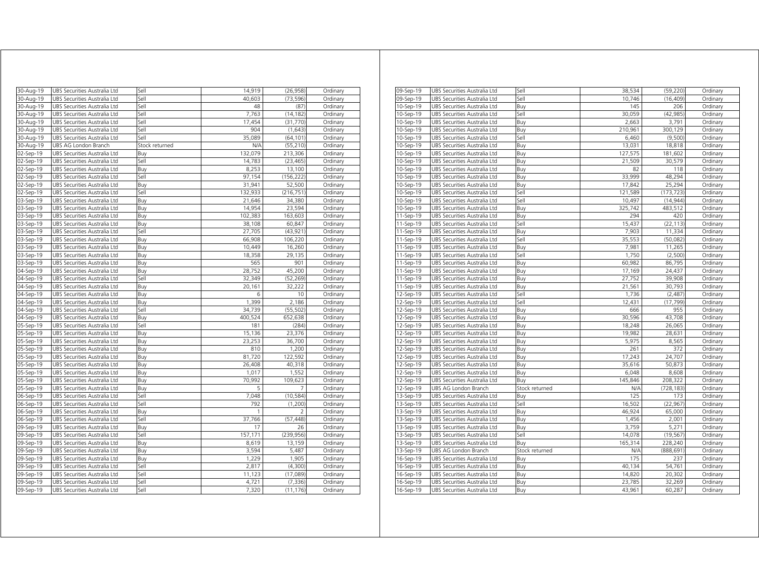| | | | | | |
|---|---|---|---|---|---|
| 30-Aug-19 | UBS Securities Australia Ltd | Sell | 14,919 | (26,958) | Ordinary |
| 30-Aug-19 | UBS Securities Australia Ltd | Sell | 40,603 | (73,596) | Ordinary |
| 30-Aug-19 | UBS Securities Australia Ltd | Sell | 48 | (87) | Ordinary |
| 30-Aug-19 | UBS Securities Australia Ltd | Sell | 7,763 | (14,182) | Ordinary |
| 30-Aug-19 | UBS Securities Australia Ltd | Sell | 17,454 | (31,770) | Ordinary |
| 30-Aug-19 | UBS Securities Australia Ltd | Sell | 904 | (1,643) | Ordinary |
| 30-Aug-19 | UBS Securities Australia Ltd | Sell | 35,089 | (64,101) | Ordinary |
| 30-Aug-19 | UBS AG London Branch | Stock returned | N/A | (55,210) | Ordinary |
| 02-Sep-19 | UBS Securities Australia Ltd | Buy | 132,079 | 213,306 | Ordinary |
| 02-Sep-19 | UBS Securities Australia Ltd | Sell | 14,783 | (23,465) | Ordinary |
| 02-Sep-19 | UBS Securities Australia Ltd | Buy | 8,253 | 13,100 | Ordinary |
| 02-Sep-19 | UBS Securities Australia Ltd | Sell | 97,154 | (156,222) | Ordinary |
| 02-Sep-19 | UBS Securities Australia Ltd | Buy | 31,941 | 52,500 | Ordinary |
| 02-Sep-19 | UBS Securities Australia Ltd | Sell | 132,933 | (216,751) | Ordinary |
| 03-Sep-19 | UBS Securities Australia Ltd | Buy | 21,646 | 34,380 | Ordinary |
| 03-Sep-19 | UBS Securities Australia Ltd | Buy | 14,954 | 23,594 | Ordinary |
| 03-Sep-19 | UBS Securities Australia Ltd | Buy | 102,383 | 163,603 | Ordinary |
| 03-Sep-19 | UBS Securities Australia Ltd | Buy | 38,108 | 60,847 | Ordinary |
| 03-Sep-19 | UBS Securities Australia Ltd | Sell | 27,705 | (43,921) | Ordinary |
| 03-Sep-19 | UBS Securities Australia Ltd | Buy | 66,908 | 106,220 | Ordinary |
| 03-Sep-19 | UBS Securities Australia Ltd | Buy | 10,449 | 16,260 | Ordinary |
| 03-Sep-19 | UBS Securities Australia Ltd | Buy | 18,358 | 29,135 | Ordinary |
| 03-Sep-19 | UBS Securities Australia Ltd | Buy | 565 | 901 | Ordinary |
| 04-Sep-19 | UBS Securities Australia Ltd | Buy | 28,752 | 45,200 | Ordinary |
| 04-Sep-19 | UBS Securities Australia Ltd | Sell | 32,349 | (52,269) | Ordinary |
| 04-Sep-19 | UBS Securities Australia Ltd | Buy | 20,161 | 32,222 | Ordinary |
| 04-Sep-19 | UBS Securities Australia Ltd | Buy | 6 | 10 | Ordinary |
| 04-Sep-19 | UBS Securities Australia Ltd | Buy | 1,399 | 2,186 | Ordinary |
| 04-Sep-19 | UBS Securities Australia Ltd | Sell | 34,739 | (55,502) | Ordinary |
| 04-Sep-19 | UBS Securities Australia Ltd | Buy | 400,524 | 652,638 | Ordinary |
| 05-Sep-19 | UBS Securities Australia Ltd | Sell | 181 | (284) | Ordinary |
| 05-Sep-19 | UBS Securities Australia Ltd | Buy | 15,136 | 23,376 | Ordinary |
| 05-Sep-19 | UBS Securities Australia Ltd | Buy | 23,253 | 36,700 | Ordinary |
| 05-Sep-19 | UBS Securities Australia Ltd | Buy | 810 | 1,200 | Ordinary |
| 05-Sep-19 | UBS Securities Australia Ltd | Buy | 81,720 | 122,592 | Ordinary |
| 05-Sep-19 | UBS Securities Australia Ltd | Buy | 26,408 | 40,318 | Ordinary |
| 05-Sep-19 | UBS Securities Australia Ltd | Buy | 1,017 | 1,552 | Ordinary |
| 05-Sep-19 | UBS Securities Australia Ltd | Buy | 70,992 | 109,623 | Ordinary |
| 05-Sep-19 | UBS Securities Australia Ltd | Buy | 5 | 7 | Ordinary |
| 06-Sep-19 | UBS Securities Australia Ltd | Sell | 7,048 | (10,584) | Ordinary |
| 06-Sep-19 | UBS Securities Australia Ltd | Sell | 792 | (1,200) | Ordinary |
| 06-Sep-19 | UBS Securities Australia Ltd | Buy | 1 | 2 | Ordinary |
| 06-Sep-19 | UBS Securities Australia Ltd | Sell | 37,766 | (57,448) | Ordinary |
| 09-Sep-19 | UBS Securities Australia Ltd | Buy | 17 | 26 | Ordinary |
| 09-Sep-19 | UBS Securities Australia Ltd | Sell | 157,171 | (239,956) | Ordinary |
| 09-Sep-19 | UBS Securities Australia Ltd | Buy | 8,619 | 13,159 | Ordinary |
| 09-Sep-19 | UBS Securities Australia Ltd | Buy | 3,594 | 5,487 | Ordinary |
| 09-Sep-19 | UBS Securities Australia Ltd | Buy | 1,229 | 1,905 | Ordinary |
| 09-Sep-19 | UBS Securities Australia Ltd | Sell | 2,817 | (4,300) | Ordinary |
| 09-Sep-19 | UBS Securities Australia Ltd | Sell | 11,123 | (17,089) | Ordinary |
| 09-Sep-19 | UBS Securities Australia Ltd | Sell | 4,721 | (7,336) | Ordinary |
| 09-Sep-19 | UBS Securities Australia Ltd | Sell | 7,320 | (11,176) | Ordinary |
| 09-Sep-19 | UBS Securities Australia Ltd | Sell | 38,534 | (59,220) | Ordinary |
| 09-Sep-19 | UBS Securities Australia Ltd | Sell | 10,746 | (16,409) | Ordinary |
| 10-Sep-19 | UBS Securities Australia Ltd | Buy | 145 | 206 | Ordinary |
| 10-Sep-19 | UBS Securities Australia Ltd | Sell | 30,059 | (42,985) | Ordinary |
| 10-Sep-19 | UBS Securities Australia Ltd | Buy | 2,663 | 3,791 | Ordinary |
| 10-Sep-19 | UBS Securities Australia Ltd | Buy | 210,961 | 300,129 | Ordinary |
| 10-Sep-19 | UBS Securities Australia Ltd | Sell | 6,460 | (9,500) | Ordinary |
| 10-Sep-19 | UBS Securities Australia Ltd | Buy | 13,031 | 18,818 | Ordinary |
| 10-Sep-19 | UBS Securities Australia Ltd | Buy | 127,575 | 181,602 | Ordinary |
| 10-Sep-19 | UBS Securities Australia Ltd | Buy | 21,509 | 30,579 | Ordinary |
| 10-Sep-19 | UBS Securities Australia Ltd | Buy | 82 | 118 | Ordinary |
| 10-Sep-19 | UBS Securities Australia Ltd | Buy | 33,999 | 48,294 | Ordinary |
| 10-Sep-19 | UBS Securities Australia Ltd | Buy | 17,842 | 25,294 | Ordinary |
| 10-Sep-19 | UBS Securities Australia Ltd | Sell | 121,589 | (173,723) | Ordinary |
| 10-Sep-19 | UBS Securities Australia Ltd | Sell | 10,497 | (14,944) | Ordinary |
| 10-Sep-19 | UBS Securities Australia Ltd | Buy | 325,742 | 483,512 | Ordinary |
| 11-Sep-19 | UBS Securities Australia Ltd | Buy | 294 | 420 | Ordinary |
| 11-Sep-19 | UBS Securities Australia Ltd | Sell | 15,437 | (22,113) | Ordinary |
| 11-Sep-19 | UBS Securities Australia Ltd | Buy | 7,903 | 11,334 | Ordinary |
| 11-Sep-19 | UBS Securities Australia Ltd | Sell | 35,553 | (50,082) | Ordinary |
| 11-Sep-19 | UBS Securities Australia Ltd | Buy | 7,981 | 11,265 | Ordinary |
| 11-Sep-19 | UBS Securities Australia Ltd | Sell | 1,750 | (2,500) | Ordinary |
| 11-Sep-19 | UBS Securities Australia Ltd | Buy | 60,982 | 86,795 | Ordinary |
| 11-Sep-19 | UBS Securities Australia Ltd | Buy | 17,169 | 24,437 | Ordinary |
| 11-Sep-19 | UBS Securities Australia Ltd | Buy | 27,752 | 39,908 | Ordinary |
| 11-Sep-19 | UBS Securities Australia Ltd | Buy | 21,561 | 30,793 | Ordinary |
| 12-Sep-19 | UBS Securities Australia Ltd | Sell | 1,736 | (2,487) | Ordinary |
| 12-Sep-19 | UBS Securities Australia Ltd | Sell | 12,431 | (17,799) | Ordinary |
| 12-Sep-19 | UBS Securities Australia Ltd | Buy | 666 | 955 | Ordinary |
| 12-Sep-19 | UBS Securities Australia Ltd | Buy | 30,596 | 43,708 | Ordinary |
| 12-Sep-19 | UBS Securities Australia Ltd | Buy | 18,248 | 26,065 | Ordinary |
| 12-Sep-19 | UBS Securities Australia Ltd | Buy | 19,982 | 28,631 | Ordinary |
| 12-Sep-19 | UBS Securities Australia Ltd | Buy | 5,975 | 8,565 | Ordinary |
| 12-Sep-19 | UBS Securities Australia Ltd | Buy | 261 | 372 | Ordinary |
| 12-Sep-19 | UBS Securities Australia Ltd | Buy | 17,243 | 24,707 | Ordinary |
| 12-Sep-19 | UBS Securities Australia Ltd | Buy | 35,616 | 50,873 | Ordinary |
| 12-Sep-19 | UBS Securities Australia Ltd | Buy | 6,048 | 8,608 | Ordinary |
| 12-Sep-19 | UBS Securities Australia Ltd | Buy | 145,846 | 208,322 | Ordinary |
| 12-Sep-19 | UBS AG London Branch | Stock returned | N/A | (728,183) | Ordinary |
| 13-Sep-19 | UBS Securities Australia Ltd | Buy | 125 | 173 | Ordinary |
| 13-Sep-19 | UBS Securities Australia Ltd | Sell | 16,502 | (22,967) | Ordinary |
| 13-Sep-19 | UBS Securities Australia Ltd | Buy | 46,924 | 65,000 | Ordinary |
| 13-Sep-19 | UBS Securities Australia Ltd | Buy | 1,456 | 2,001 | Ordinary |
| 13-Sep-19 | UBS Securities Australia Ltd | Buy | 3,759 | 5,271 | Ordinary |
| 13-Sep-19 | UBS Securities Australia Ltd | Sell | 14,078 | (19,567) | Ordinary |
| 13-Sep-19 | UBS Securities Australia Ltd | Buy | 165,314 | 228,240 | Ordinary |
| 13-Sep-19 | UBS AG London Branch | Stock returned | N/A | (888,691) | Ordinary |
| 16-Sep-19 | UBS Securities Australia Ltd | Buy | 175 | 237 | Ordinary |
| 16-Sep-19 | UBS Securities Australia Ltd | Buy | 40,134 | 54,761 | Ordinary |
| 16-Sep-19 | UBS Securities Australia Ltd | Buy | 14,820 | 20,302 | Ordinary |
| 16-Sep-19 | UBS Securities Australia Ltd | Buy | 23,785 | 32,269 | Ordinary |
| 16-Sep-19 | UBS Securities Australia Ltd | Buy | 43,961 | 60,287 | Ordinary |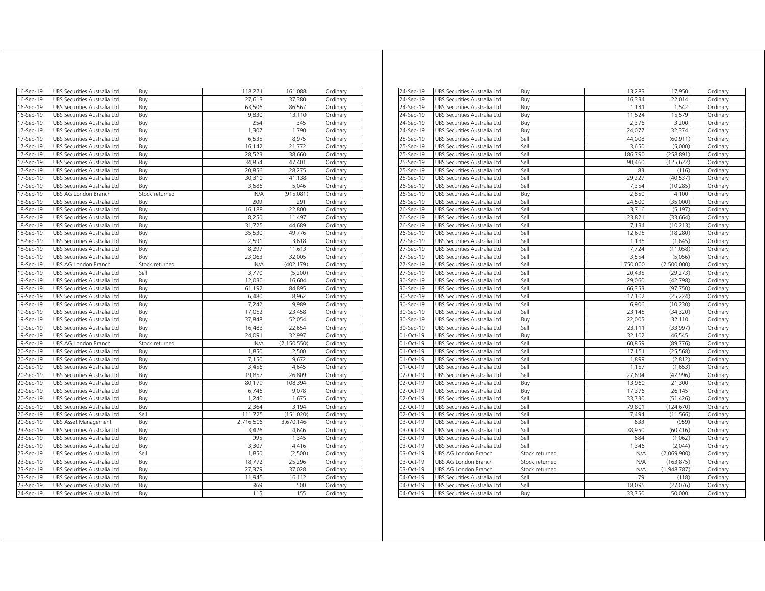| | | | | | |
|---|---|---|---|---|---|
| 16-Sep-19 | UBS Securities Australia Ltd | Buy | 118,271 | 161,088 | Ordinary |
| 16-Sep-19 | UBS Securities Australia Ltd | Buy | 27,613 | 37,380 | Ordinary |
| 16-Sep-19 | UBS Securities Australia Ltd | Buy | 63,506 | 86,567 | Ordinary |
| 16-Sep-19 | UBS Securities Australia Ltd | Buy | 9,830 | 13,110 | Ordinary |
| 17-Sep-19 | UBS Securities Australia Ltd | Buy | 254 | 345 | Ordinary |
| 17-Sep-19 | UBS Securities Australia Ltd | Buy | 1,307 | 1,790 | Ordinary |
| 17-Sep-19 | UBS Securities Australia Ltd | Buy | 6,535 | 8,975 | Ordinary |
| 17-Sep-19 | UBS Securities Australia Ltd | Buy | 16,142 | 21,772 | Ordinary |
| 17-Sep-19 | UBS Securities Australia Ltd | Buy | 28,523 | 38,660 | Ordinary |
| 17-Sep-19 | UBS Securities Australia Ltd | Buy | 34,854 | 47,401 | Ordinary |
| 17-Sep-19 | UBS Securities Australia Ltd | Buy | 20,856 | 28,275 | Ordinary |
| 17-Sep-19 | UBS Securities Australia Ltd | Buy | 30,310 | 41,138 | Ordinary |
| 17-Sep-19 | UBS Securities Australia Ltd | Buy | 3,686 | 5,046 | Ordinary |
| 17-Sep-19 | UBS AG London Branch | Stock returned | N/A | (915,081) | Ordinary |
| 18-Sep-19 | UBS Securities Australia Ltd | Buy | 209 | 291 | Ordinary |
| 18-Sep-19 | UBS Securities Australia Ltd | Buy | 16,188 | 22,800 | Ordinary |
| 18-Sep-19 | UBS Securities Australia Ltd | Buy | 8,250 | 11,497 | Ordinary |
| 18-Sep-19 | UBS Securities Australia Ltd | Buy | 31,725 | 44,689 | Ordinary |
| 18-Sep-19 | UBS Securities Australia Ltd | Buy | 35,530 | 49,776 | Ordinary |
| 18-Sep-19 | UBS Securities Australia Ltd | Buy | 2,591 | 3,618 | Ordinary |
| 18-Sep-19 | UBS Securities Australia Ltd | Buy | 8,297 | 11,613 | Ordinary |
| 18-Sep-19 | UBS Securities Australia Ltd | Buy | 23,063 | 32,005 | Ordinary |
| 18-Sep-19 | UBS AG London Branch | Stock returned | N/A | (402,179) | Ordinary |
| 19-Sep-19 | UBS Securities Australia Ltd | Sell | 3,770 | (5,200) | Ordinary |
| 19-Sep-19 | UBS Securities Australia Ltd | Buy | 12,030 | 16,604 | Ordinary |
| 19-Sep-19 | UBS Securities Australia Ltd | Buy | 61,192 | 84,895 | Ordinary |
| 19-Sep-19 | UBS Securities Australia Ltd | Buy | 6,480 | 8,962 | Ordinary |
| 19-Sep-19 | UBS Securities Australia Ltd | Buy | 7,242 | 9,989 | Ordinary |
| 19-Sep-19 | UBS Securities Australia Ltd | Buy | 17,052 | 23,458 | Ordinary |
| 19-Sep-19 | UBS Securities Australia Ltd | Buy | 37,848 | 52,054 | Ordinary |
| 19-Sep-19 | UBS Securities Australia Ltd | Buy | 16,483 | 22,654 | Ordinary |
| 19-Sep-19 | UBS Securities Australia Ltd | Buy | 24,091 | 32,997 | Ordinary |
| 19-Sep-19 | UBS AG London Branch | Stock returned | N/A | (2,150,550) | Ordinary |
| 20-Sep-19 | UBS Securities Australia Ltd | Buy | 1,850 | 2,500 | Ordinary |
| 20-Sep-19 | UBS Securities Australia Ltd | Buy | 7,150 | 9,672 | Ordinary |
| 20-Sep-19 | UBS Securities Australia Ltd | Buy | 3,456 | 4,645 | Ordinary |
| 20-Sep-19 | UBS Securities Australia Ltd | Buy | 19,857 | 26,809 | Ordinary |
| 20-Sep-19 | UBS Securities Australia Ltd | Buy | 80,179 | 108,394 | Ordinary |
| 20-Sep-19 | UBS Securities Australia Ltd | Buy | 6,746 | 9,078 | Ordinary |
| 20-Sep-19 | UBS Securities Australia Ltd | Buy | 1,240 | 1,675 | Ordinary |
| 20-Sep-19 | UBS Securities Australia Ltd | Buy | 2,364 | 3,194 | Ordinary |
| 20-Sep-19 | UBS Securities Australia Ltd | Sell | 111,725 | (151,020) | Ordinary |
| 20-Sep-19 | UBS Asset Management | Buy | 2,716,506 | 3,670,146 | Ordinary |
| 23-Sep-19 | UBS Securities Australia Ltd | Buy | 3,426 | 4,646 | Ordinary |
| 23-Sep-19 | UBS Securities Australia Ltd | Buy | 995 | 1,345 | Ordinary |
| 23-Sep-19 | UBS Securities Australia Ltd | Buy | 3,307 | 4,416 | Ordinary |
| 23-Sep-19 | UBS Securities Australia Ltd | Sell | 1,850 | (2,500) | Ordinary |
| 23-Sep-19 | UBS Securities Australia Ltd | Buy | 18,772 | 25,296 | Ordinary |
| 23-Sep-19 | UBS Securities Australia Ltd | Buy | 27,379 | 37,028 | Ordinary |
| 23-Sep-19 | UBS Securities Australia Ltd | Buy | 11,945 | 16,112 | Ordinary |
| 23-Sep-19 | UBS Securities Australia Ltd | Buy | 369 | 500 | Ordinary |
| 24-Sep-19 | UBS Securities Australia Ltd | Buy | 115 | 155 | Ordinary |
| 24-Sep-19 | UBS Securities Australia Ltd | Buy | 13,283 | 17,950 | Ordinary |
| 24-Sep-19 | UBS Securities Australia Ltd | Buy | 16,334 | 22,014 | Ordinary |
| 24-Sep-19 | UBS Securities Australia Ltd | Buy | 1,141 | 1,542 | Ordinary |
| 24-Sep-19 | UBS Securities Australia Ltd | Buy | 11,524 | 15,579 | Ordinary |
| 24-Sep-19 | UBS Securities Australia Ltd | Buy | 2,376 | 3,200 | Ordinary |
| 24-Sep-19 | UBS Securities Australia Ltd | Buy | 24,077 | 32,374 | Ordinary |
| 25-Sep-19 | UBS Securities Australia Ltd | Sell | 44,008 | (60,911) | Ordinary |
| 25-Sep-19 | UBS Securities Australia Ltd | Sell | 3,650 | (5,000) | Ordinary |
| 25-Sep-19 | UBS Securities Australia Ltd | Sell | 186,790 | (258,891) | Ordinary |
| 25-Sep-19 | UBS Securities Australia Ltd | Sell | 90,460 | (125,622) | Ordinary |
| 25-Sep-19 | UBS Securities Australia Ltd | Sell | 83 | (116) | Ordinary |
| 25-Sep-19 | UBS Securities Australia Ltd | Sell | 29,227 | (40,537) | Ordinary |
| 26-Sep-19 | UBS Securities Australia Ltd | Sell | 7,354 | (10,285) | Ordinary |
| 26-Sep-19 | UBS Securities Australia Ltd | Buy | 2,850 | 4,100 | Ordinary |
| 26-Sep-19 | UBS Securities Australia Ltd | Sell | 24,500 | (35,000) | Ordinary |
| 26-Sep-19 | UBS Securities Australia Ltd | Sell | 3,716 | (5,197) | Ordinary |
| 26-Sep-19 | UBS Securities Australia Ltd | Sell | 23,821 | (33,664) | Ordinary |
| 26-Sep-19 | UBS Securities Australia Ltd | Sell | 7,134 | (10,213) | Ordinary |
| 26-Sep-19 | UBS Securities Australia Ltd | Sell | 12,695 | (18,280) | Ordinary |
| 27-Sep-19 | UBS Securities Australia Ltd | Sell | 1,135 | (1,645) | Ordinary |
| 27-Sep-19 | UBS Securities Australia Ltd | Sell | 7,724 | (11,058) | Ordinary |
| 27-Sep-19 | UBS Securities Australia Ltd | Sell | 3,554 | (5,056) | Ordinary |
| 27-Sep-19 | UBS Securities Australia Ltd | Sell | 1,750,000 | (2,500,000) | Ordinary |
| 27-Sep-19 | UBS Securities Australia Ltd | Sell | 20,435 | (29,273) | Ordinary |
| 30-Sep-19 | UBS Securities Australia Ltd | Sell | 29,060 | (42,798) | Ordinary |
| 30-Sep-19 | UBS Securities Australia Ltd | Sell | 66,353 | (97,750) | Ordinary |
| 30-Sep-19 | UBS Securities Australia Ltd | Sell | 17,102 | (25,224) | Ordinary |
| 30-Sep-19 | UBS Securities Australia Ltd | Sell | 6,906 | (10,230) | Ordinary |
| 30-Sep-19 | UBS Securities Australia Ltd | Sell | 23,145 | (34,320) | Ordinary |
| 30-Sep-19 | UBS Securities Australia Ltd | Buy | 22,005 | 32,110 | Ordinary |
| 30-Sep-19 | UBS Securities Australia Ltd | Sell | 23,111 | (33,997) | Ordinary |
| 01-Oct-19 | UBS Securities Australia Ltd | Buy | 32,102 | 46,545 | Ordinary |
| 01-Oct-19 | UBS Securities Australia Ltd | Sell | 60,859 | (89,776) | Ordinary |
| 01-Oct-19 | UBS Securities Australia Ltd | Sell | 17,151 | (25,568) | Ordinary |
| 01-Oct-19 | UBS Securities Australia Ltd | Sell | 1,899 | (2,812) | Ordinary |
| 01-Oct-19 | UBS Securities Australia Ltd | Sell | 1,157 | (1,653) | Ordinary |
| 02-Oct-19 | UBS Securities Australia Ltd | Sell | 27,694 | (42,996) | Ordinary |
| 02-Oct-19 | UBS Securities Australia Ltd | Buy | 13,960 | 21,300 | Ordinary |
| 02-Oct-19 | UBS Securities Australia Ltd | Buy | 17,376 | 26,145 | Ordinary |
| 02-Oct-19 | UBS Securities Australia Ltd | Sell | 33,730 | (51,426) | Ordinary |
| 02-Oct-19 | UBS Securities Australia Ltd | Sell | 79,801 | (124,670) | Ordinary |
| 02-Oct-19 | UBS Securities Australia Ltd | Sell | 7,494 | (11,566) | Ordinary |
| 03-Oct-19 | UBS Securities Australia Ltd | Sell | 633 | (959) | Ordinary |
| 03-Oct-19 | UBS Securities Australia Ltd | Sell | 38,950 | (60,416) | Ordinary |
| 03-Oct-19 | UBS Securities Australia Ltd | Sell | 684 | (1,062) | Ordinary |
| 03-Oct-19 | UBS Securities Australia Ltd | Sell | 1,346 | (2,044) | Ordinary |
| 03-Oct-19 | UBS AG London Branch | Stock returned | N/A | (2,069,900) | Ordinary |
| 03-Oct-19 | UBS AG London Branch | Stock returned | N/A | (163,875) | Ordinary |
| 03-Oct-19 | UBS AG London Branch | Stock returned | N/A | (1,948,787) | Ordinary |
| 04-Oct-19 | UBS Securities Australia Ltd | Sell | 79 | (118) | Ordinary |
| 04-Oct-19 | UBS Securities Australia Ltd | Sell | 18,095 | (27,076) | Ordinary |
| 04-Oct-19 | UBS Securities Australia Ltd | Buy | 33,750 | 50,000 | Ordinary |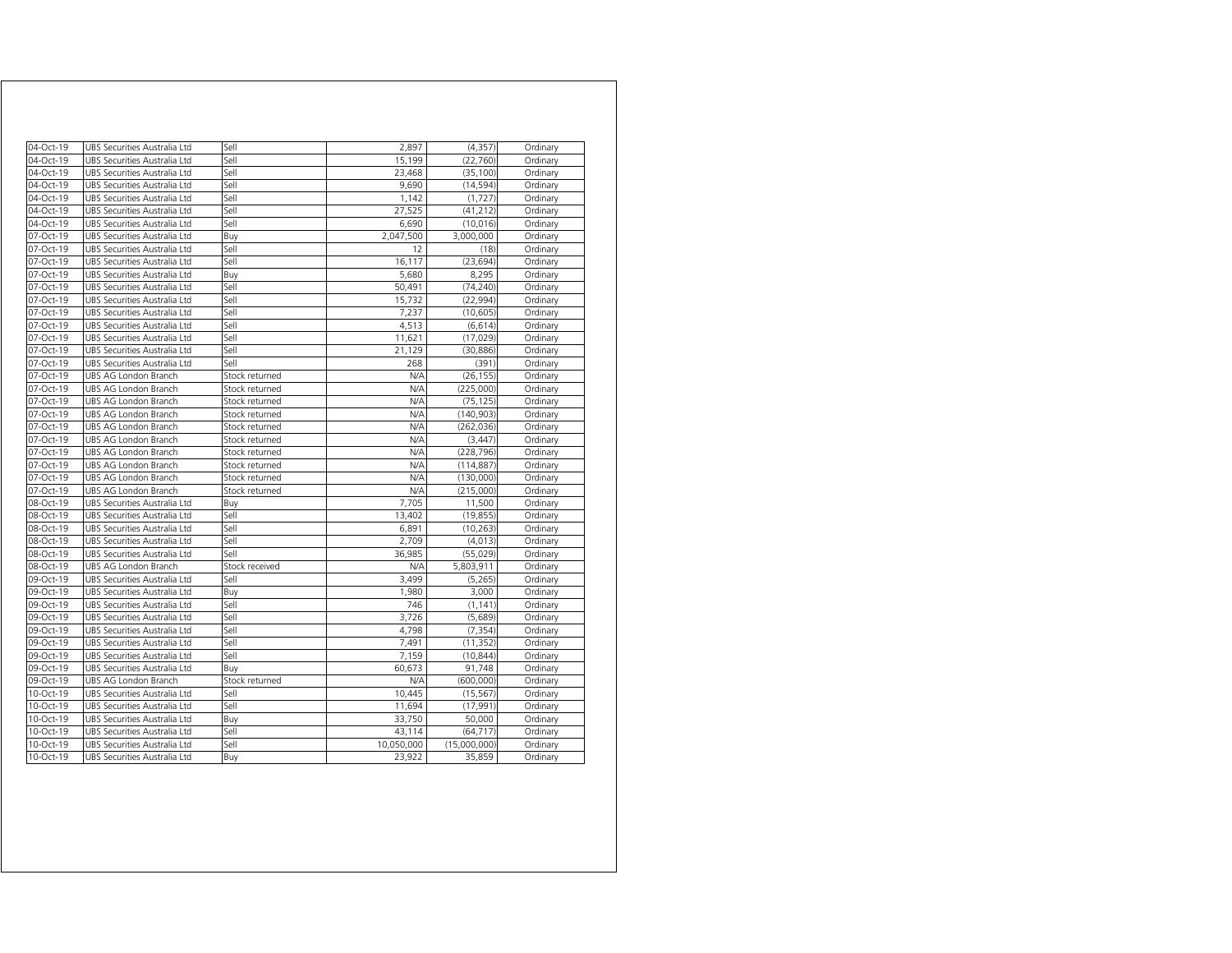| | | | | | |
|---|---|---|---|---|---|
| 04-Oct-19 | UBS Securities Australia Ltd | Sell | 2,897 | (4,357) | Ordinary |
| 04-Oct-19 | UBS Securities Australia Ltd | Sell | 15,199 | (22,760) | Ordinary |
| 04-Oct-19 | UBS Securities Australia Ltd | Sell | 23,468 | (35,100) | Ordinary |
| 04-Oct-19 | UBS Securities Australia Ltd | Sell | 9,690 | (14,594) | Ordinary |
| 04-Oct-19 | UBS Securities Australia Ltd | Sell | 1,142 | (1,727) | Ordinary |
| 04-Oct-19 | UBS Securities Australia Ltd | Sell | 27,525 | (41,212) | Ordinary |
| 04-Oct-19 | UBS Securities Australia Ltd | Sell | 6,690 | (10,016) | Ordinary |
| 07-Oct-19 | UBS Securities Australia Ltd | Buy | 2,047,500 | 3,000,000 | Ordinary |
| 07-Oct-19 | UBS Securities Australia Ltd | Sell | 12 | (18) | Ordinary |
| 07-Oct-19 | UBS Securities Australia Ltd | Sell | 16,117 | (23,694) | Ordinary |
| 07-Oct-19 | UBS Securities Australia Ltd | Buy | 5,680 | 8,295 | Ordinary |
| 07-Oct-19 | UBS Securities Australia Ltd | Sell | 50,491 | (74,240) | Ordinary |
| 07-Oct-19 | UBS Securities Australia Ltd | Sell | 15,732 | (22,994) | Ordinary |
| 07-Oct-19 | UBS Securities Australia Ltd | Sell | 7,237 | (10,605) | Ordinary |
| 07-Oct-19 | UBS Securities Australia Ltd | Sell | 4,513 | (6,614) | Ordinary |
| 07-Oct-19 | UBS Securities Australia Ltd | Sell | 11,621 | (17,029) | Ordinary |
| 07-Oct-19 | UBS Securities Australia Ltd | Sell | 21,129 | (30,886) | Ordinary |
| 07-Oct-19 | UBS Securities Australia Ltd | Sell | 268 | (391) | Ordinary |
| 07-Oct-19 | UBS AG London Branch | Stock returned | N/A | (26,155) | Ordinary |
| 07-Oct-19 | UBS AG London Branch | Stock returned | N/A | (225,000) | Ordinary |
| 07-Oct-19 | UBS AG London Branch | Stock returned | N/A | (75,125) | Ordinary |
| 07-Oct-19 | UBS AG London Branch | Stock returned | N/A | (140,903) | Ordinary |
| 07-Oct-19 | UBS AG London Branch | Stock returned | N/A | (262,036) | Ordinary |
| 07-Oct-19 | UBS AG London Branch | Stock returned | N/A | (3,447) | Ordinary |
| 07-Oct-19 | UBS AG London Branch | Stock returned | N/A | (228,796) | Ordinary |
| 07-Oct-19 | UBS AG London Branch | Stock returned | N/A | (114,887) | Ordinary |
| 07-Oct-19 | UBS AG London Branch | Stock returned | N/A | (130,000) | Ordinary |
| 07-Oct-19 | UBS AG London Branch | Stock returned | N/A | (215,000) | Ordinary |
| 08-Oct-19 | UBS Securities Australia Ltd | Buy | 7,705 | 11,500 | Ordinary |
| 08-Oct-19 | UBS Securities Australia Ltd | Sell | 13,402 | (19,855) | Ordinary |
| 08-Oct-19 | UBS Securities Australia Ltd | Sell | 6,891 | (10,263) | Ordinary |
| 08-Oct-19 | UBS Securities Australia Ltd | Sell | 2,709 | (4,013) | Ordinary |
| 08-Oct-19 | UBS Securities Australia Ltd | Sell | 36,985 | (55,029) | Ordinary |
| 08-Oct-19 | UBS AG London Branch | Stock received | N/A | 5,803,911 | Ordinary |
| 09-Oct-19 | UBS Securities Australia Ltd | Sell | 3,499 | (5,265) | Ordinary |
| 09-Oct-19 | UBS Securities Australia Ltd | Buy | 1,980 | 3,000 | Ordinary |
| 09-Oct-19 | UBS Securities Australia Ltd | Sell | 746 | (1,141) | Ordinary |
| 09-Oct-19 | UBS Securities Australia Ltd | Sell | 3,726 | (5,689) | Ordinary |
| 09-Oct-19 | UBS Securities Australia Ltd | Sell | 4,798 | (7,354) | Ordinary |
| 09-Oct-19 | UBS Securities Australia Ltd | Sell | 7,491 | (11,352) | Ordinary |
| 09-Oct-19 | UBS Securities Australia Ltd | Sell | 7,159 | (10,844) | Ordinary |
| 09-Oct-19 | UBS Securities Australia Ltd | Buy | 60,673 | 91,748 | Ordinary |
| 09-Oct-19 | UBS AG London Branch | Stock returned | N/A | (600,000) | Ordinary |
| 10-Oct-19 | UBS Securities Australia Ltd | Sell | 10,445 | (15,567) | Ordinary |
| 10-Oct-19 | UBS Securities Australia Ltd | Sell | 11,694 | (17,991) | Ordinary |
| 10-Oct-19 | UBS Securities Australia Ltd | Buy | 33,750 | 50,000 | Ordinary |
| 10-Oct-19 | UBS Securities Australia Ltd | Sell | 43,114 | (64,717) | Ordinary |
| 10-Oct-19 | UBS Securities Australia Ltd | Sell | 10,050,000 | (15,000,000) | Ordinary |
| 10-Oct-19 | UBS Securities Australia Ltd | Buy | 23,922 | 35,859 | Ordinary |